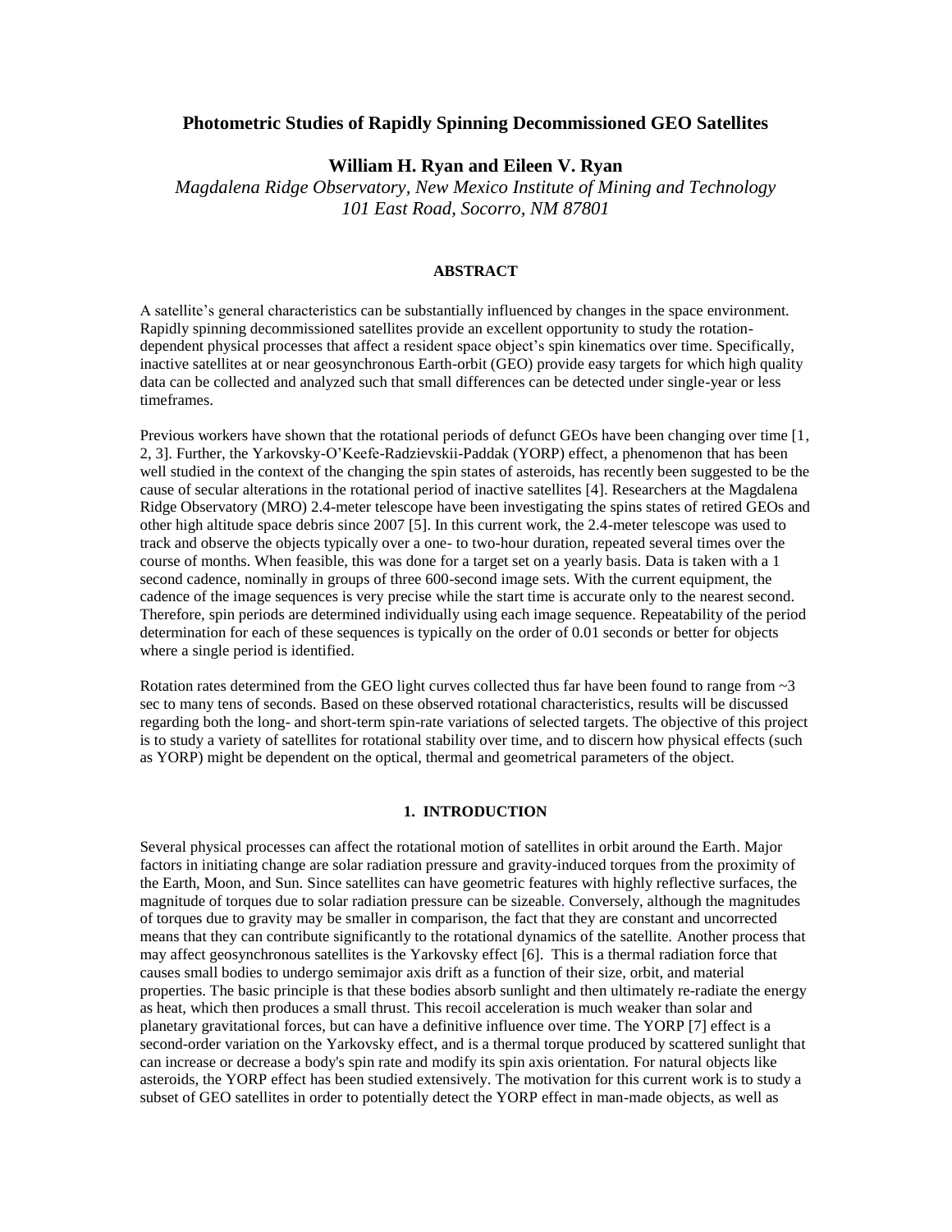# Photometric Studies of Rapidly Spinning Decommissioned GEO Satellites

**William H. Ryan and Eileen V. Ryan**

*Magdalena Ridge Observatory, New Mexico Institute of Mining and Technology*
*101 East Road, Socorro, NM 87801*

## ABSTRACT

A satellite's general characteristics can be substantially influenced by changes in the space environment. Rapidly spinning decommissioned satellites provide an excellent opportunity to study the rotation-dependent physical processes that affect a resident space object's spin kinematics over time. Specifically, inactive satellites at or near geosynchronous Earth-orbit (GEO) provide easy targets for which high quality data can be collected and analyzed such that small differences can be detected under single-year or less timeframes.

Previous workers have shown that the rotational periods of defunct GEOs have been changing over time [1, 2, 3]. Further, the Yarkovsky-O'Keefe-Radzievskii-Paddak (YORP) effect, a phenomenon that has been well studied in the context of the changing the spin states of asteroids, has recently been suggested to be the cause of secular alterations in the rotational period of inactive satellites [4]. Researchers at the Magdalena Ridge Observatory (MRO) 2.4-meter telescope have been investigating the spins states of retired GEOs and other high altitude space debris since 2007 [5]. In this current work, the 2.4-meter telescope was used to track and observe the objects typically over a one- to two-hour duration, repeated several times over the course of months. When feasible, this was done for a target set on a yearly basis. Data is taken with a 1 second cadence, nominally in groups of three 600-second image sets. With the current equipment, the cadence of the image sequences is very precise while the start time is accurate only to the nearest second. Therefore, spin periods are determined individually using each image sequence. Repeatability of the period determination for each of these sequences is typically on the order of 0.01 seconds or better for objects where a single period is identified.

Rotation rates determined from the GEO light curves collected thus far have been found to range from ~3 sec to many tens of seconds. Based on these observed rotational characteristics, results will be discussed regarding both the long- and short-term spin-rate variations of selected targets. The objective of this project is to study a variety of satellites for rotational stability over time, and to discern how physical effects (such as YORP) might be dependent on the optical, thermal and geometrical parameters of the object.

## 1. INTRODUCTION

Several physical processes can affect the rotational motion of satellites in orbit around the Earth. Major factors in initiating change are solar radiation pressure and gravity-induced torques from the proximity of the Earth, Moon, and Sun. Since satellites can have geometric features with highly reflective surfaces, the magnitude of torques due to solar radiation pressure can be sizeable. Conversely, although the magnitudes of torques due to gravity may be smaller in comparison, the fact that they are constant and uncorrected means that they can contribute significantly to the rotational dynamics of the satellite. Another process that may affect geosynchronous satellites is the Yarkovsky effect [6]. This is a thermal radiation force that causes small bodies to undergo semimajor axis drift as a function of their size, orbit, and material properties. The basic principle is that these bodies absorb sunlight and then ultimately re-radiate the energy as heat, which then produces a small thrust. This recoil acceleration is much weaker than solar and planetary gravitational forces, but can have a definitive influence over time. The YORP [7] effect is a second-order variation on the Yarkovsky effect, and is a thermal torque produced by scattered sunlight that can increase or decrease a body's spin rate and modify its spin axis orientation. For natural objects like asteroids, the YORP effect has been studied extensively. The motivation for this current work is to study a subset of GEO satellites in order to potentially detect the YORP effect in man-made objects, as well as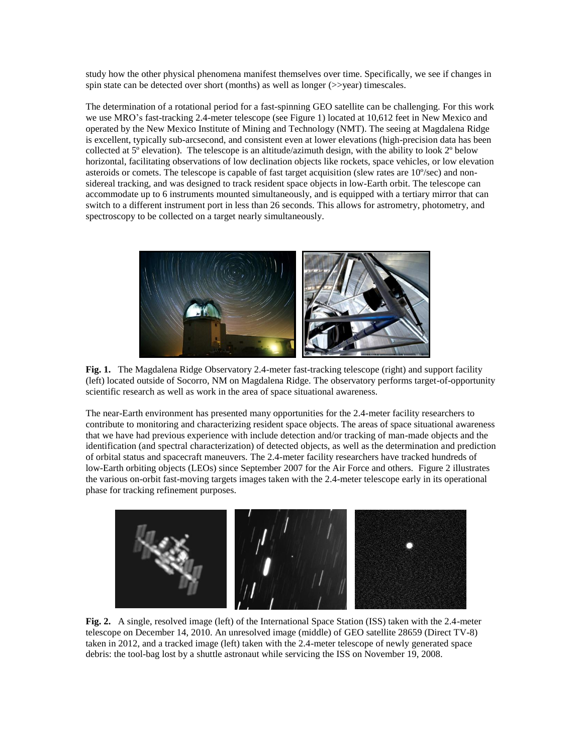study how the other physical phenomena manifest themselves over time. Specifically, we see if changes in spin state can be detected over short (months) as well as longer (>>year) timescales.

The determination of a rotational period for a fast-spinning GEO satellite can be challenging. For this work we use MRO's fast-tracking 2.4-meter telescope (see Figure 1) located at 10,612 feet in New Mexico and operated by the New Mexico Institute of Mining and Technology (NMT). The seeing at Magdalena Ridge is excellent, typically sub-arcsecond, and consistent even at lower elevations (high-precision data has been collected at 5º elevation). The telescope is an altitude/azimuth design, with the ability to look 2º below horizontal, facilitating observations of low declination objects like rockets, space vehicles, or low elevation asteroids or comets. The telescope is capable of fast target acquisition (slew rates are 10º/sec) and non-sidereal tracking, and was designed to track resident space objects in low-Earth orbit. The telescope can accommodate up to 6 instruments mounted simultaneously, and is equipped with a tertiary mirror that can switch to a different instrument port in less than 26 seconds. This allows for astrometry, photometry, and spectroscopy to be collected on a target nearly simultaneously.

**Fig. 1.** The Magdalena Ridge Observatory 2.4-meter fast-tracking telescope (right) and support facility (left) located outside of Socorro, NM on Magdalena Ridge. The observatory performs target-of-opportunity scientific research as well as work in the area of space situational awareness.

The near-Earth environment has presented many opportunities for the 2.4-meter facility researchers to contribute to monitoring and characterizing resident space objects. The areas of space situational awareness that we have had previous experience with include detection and/or tracking of man-made objects and the identification (and spectral characterization) of detected objects, as well as the determination and prediction of orbital status and spacecraft maneuvers. The 2.4-meter facility researchers have tracked hundreds of low-Earth orbiting objects (LEOs) since September 2007 for the Air Force and others. Figure 2 illustrates the various on-orbit fast-moving targets images taken with the 2.4-meter telescope early in its operational phase for tracking refinement purposes.

**Fig. 2.** A single, resolved image (left) of the International Space Station (ISS) taken with the 2.4-meter telescope on December 14, 2010. An unresolved image (middle) of GEO satellite 28659 (Direct TV-8) taken in 2012, and a tracked image (left) taken with the 2.4-meter telescope of newly generated space debris: the tool-bag lost by a shuttle astronaut while servicing the ISS on November 19, 2008.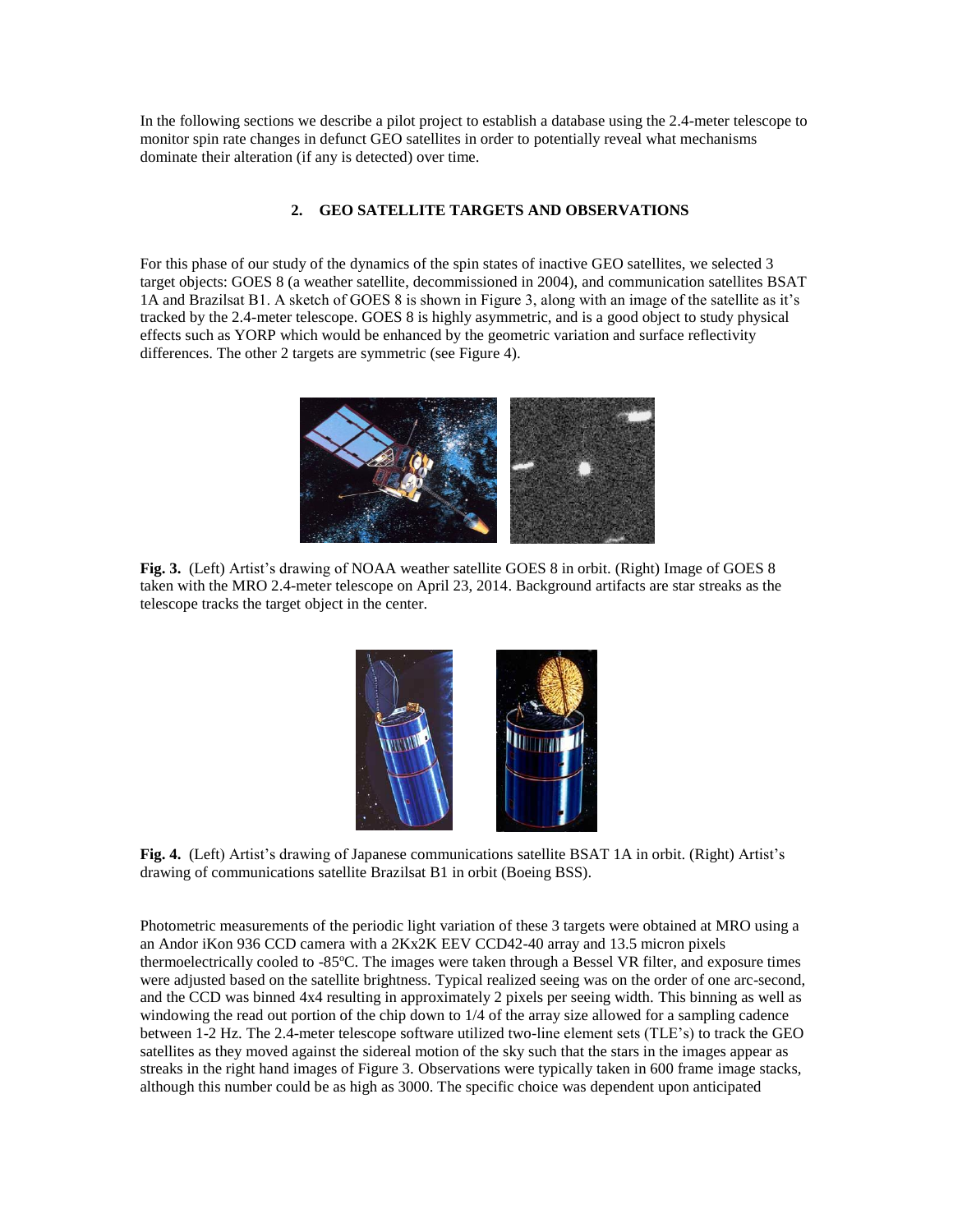In the following sections we describe a pilot project to establish a database using the 2.4-meter telescope to monitor spin rate changes in defunct GEO satellites in order to potentially reveal what mechanisms dominate their alteration (if any is detected) over time.

## 2. GEO SATELLITE TARGETS AND OBSERVATIONS

For this phase of our study of the dynamics of the spin states of inactive GEO satellites, we selected 3 target objects: GOES 8 (a weather satellite, decommissioned in 2004), and communication satellites BSAT 1A and Brazilsat B1. A sketch of GOES 8 is shown in Figure 3, along with an image of the satellite as it's tracked by the 2.4-meter telescope. GOES 8 is highly asymmetric, and is a good object to study physical effects such as YORP which would be enhanced by the geometric variation and surface reflectivity differences. The other 2 targets are symmetric (see Figure 4).

**Fig. 3.** (Left) Artist's drawing of NOAA weather satellite GOES 8 in orbit. (Right) Image of GOES 8 taken with the MRO 2.4-meter telescope on April 23, 2014. Background artifacts are star streaks as the telescope tracks the target object in the center.

**Fig. 4.** (Left) Artist's drawing of Japanese communications satellite BSAT 1A in orbit. (Right) Artist's drawing of communications satellite Brazilsat B1 in orbit (Boeing BSS).

Photometric measurements of the periodic light variation of these 3 targets were obtained at MRO using a an Andor iKon 936 CCD camera with a 2Kx2K EEV CCD42-40 array and 13.5 micron pixels thermoelectrically cooled to -85°C. The images were taken through a Bessel VR filter, and exposure times were adjusted based on the satellite brightness. Typical realized seeing was on the order of one arc-second, and the CCD was binned 4x4 resulting in approximately 2 pixels per seeing width. This binning as well as windowing the read out portion of the chip down to 1/4 of the array size allowed for a sampling cadence between 1-2 Hz. The 2.4-meter telescope software utilized two-line element sets (TLE's) to track the GEO satellites as they moved against the sidereal motion of the sky such that the stars in the images appear as streaks in the right hand images of Figure 3. Observations were typically taken in 600 frame image stacks, although this number could be as high as 3000. The specific choice was dependent upon anticipated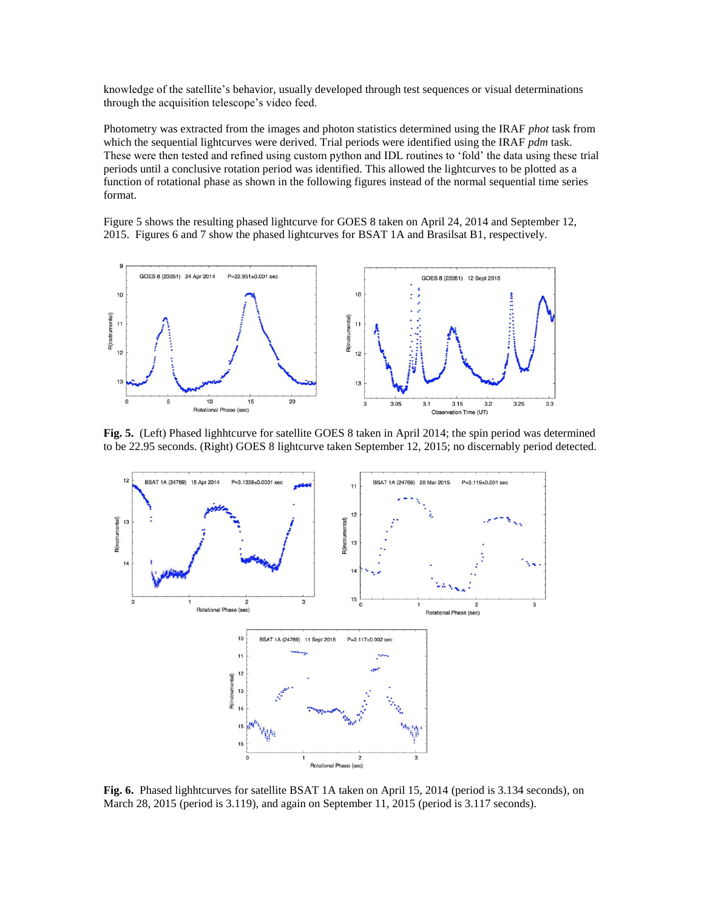knowledge of the satellite's behavior, usually developed through test sequences or visual determinations through the acquisition telescope's video feed.

Photometry was extracted from the images and photon statistics determined using the IRAF *phot* task from which the sequential lightcurves were derived. Trial periods were identified using the IRAF *pdm* task. These were then tested and refined using custom python and IDL routines to 'fold' the data using these trial periods until a conclusive rotation period was identified. This allowed the lightcurves to be plotted as a function of rotational phase as shown in the following figures instead of the normal sequential time series format.

Figure 5 shows the resulting phased lightcurve for GOES 8 taken on April 24, 2014 and September 12, 2015. Figures 6 and 7 show the phased lightcurves for BSAT 1A and Brasilsat B1, respectively.

**Fig. 5.** (Left) Phased lighhtcurve for satellite GOES 8 taken in April 2014; the spin period was determined to be 22.95 seconds. (Right) GOES 8 lightcurve taken September 12, 2015; no discernably period detected.

**Fig. 6.** Phased lighhtcurves for satellite BSAT 1A taken on April 15, 2014 (period is 3.134 seconds), on March 28, 2015 (period is 3.119), and again on September 11, 2015 (period is 3.117 seconds).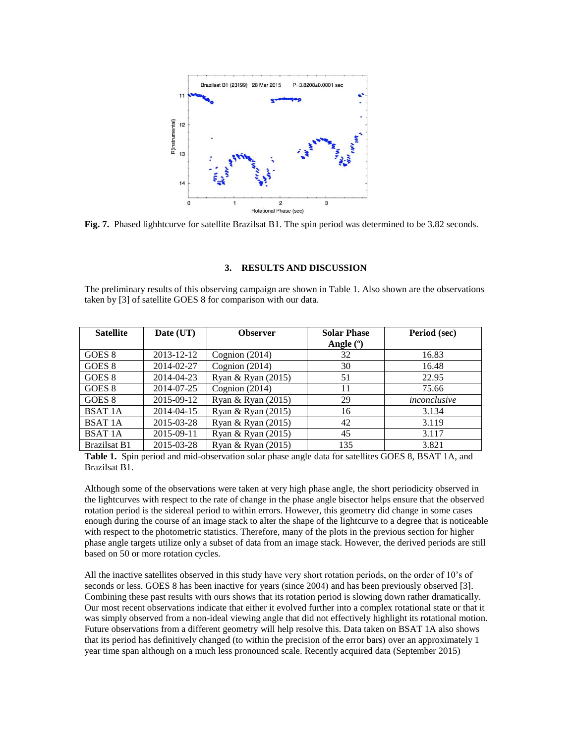Fig. 7. Phased lighhtcurve for satellite Brazilsat B1. The spin period was determined to be 3.82 seconds.

### 3. RESULTS AND DISCUSSION

The preliminary results of this observing campaign are shown in Table 1. Also shown are the observations taken by [3] of satellite GOES 8 for comparison with our data.

| Satellite | Date (UT) | Observer | Solar Phase Angle (°) | Period (sec) |
|---|---|---|---|---|
| GOES 8 | 2013-12-12 | Cognion (2014) | 32 | 16.83 |
| GOES 8 | 2014-02-27 | Cognion (2014) | 30 | 16.48 |
| GOES 8 | 2014-04-23 | Ryan & Ryan (2015) | 51 | 22.95 |
| GOES 8 | 2014-07-25 | Cognion (2014) | 11 | 75.66 |
| GOES 8 | 2015-09-12 | Ryan & Ryan (2015) | 29 | *inconclusive* |
| BSAT 1A | 2014-04-15 | Ryan & Ryan (2015) | 16 | 3.134 |
| BSAT 1A | 2015-03-28 | Ryan & Ryan (2015) | 42 | 3.119 |
| BSAT 1A | 2015-09-11 | Ryan & Ryan (2015) | 45 | 3.117 |
| Brazilsat B1 | 2015-03-28 | Ryan & Ryan (2015) | 135 | 3.821 |

**Table 1.** Spin period and mid-observation solar phase angle data for satellites GOES 8, BSAT 1A, and Brazilsat B1.

Although some of the observations were taken at very high phase angle, the short periodicity observed in the lightcurves with respect to the rate of change in the phase angle bisector helps ensure that the observed rotation period is the sidereal period to within errors. However, this geometry did change in some cases enough during the course of an image stack to alter the shape of the lightcurve to a degree that is noticeable with respect to the photometric statistics. Therefore, many of the plots in the previous section for higher phase angle targets utilize only a subset of data from an image stack. However, the derived periods are still based on 50 or more rotation cycles.

All the inactive satellites observed in this study have very short rotation periods, on the order of 10's of seconds or less. GOES 8 has been inactive for years (since 2004) and has been previously observed [3]. Combining these past results with ours shows that its rotation period is slowing down rather dramatically. Our most recent observations indicate that either it evolved further into a complex rotational state or that it was simply observed from a non-ideal viewing angle that did not effectively highlight its rotational motion. Future observations from a different geometry will help resolve this. Data taken on BSAT 1A also shows that its period has definitively changed (to within the precision of the error bars) over an approximately 1 year time span although on a much less pronounced scale. Recently acquired data (September 2015)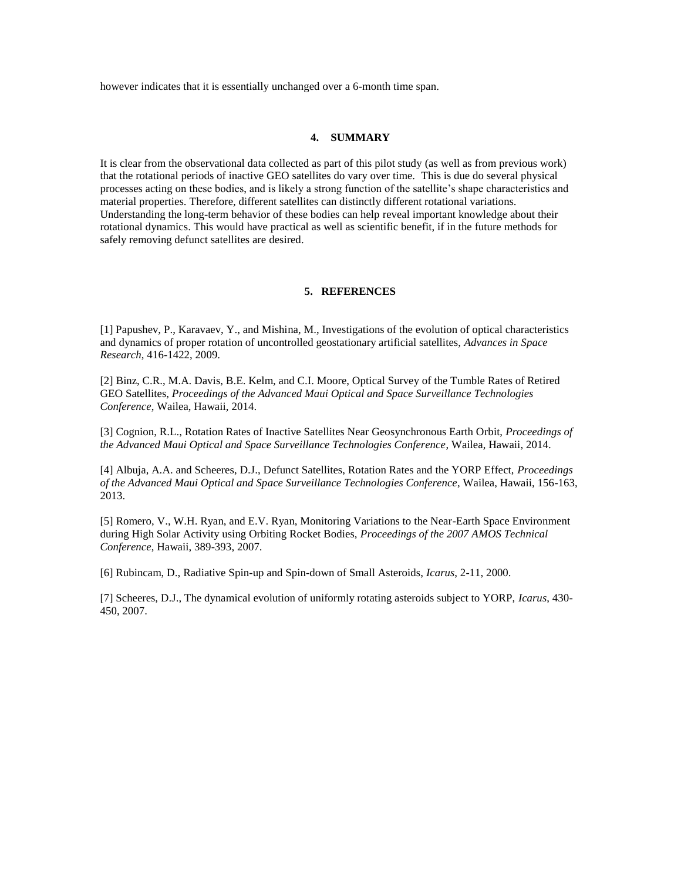however indicates that it is essentially unchanged over a 6-month time span.

## 4. SUMMARY

It is clear from the observational data collected as part of this pilot study (as well as from previous work) that the rotational periods of inactive GEO satellites do vary over time. This is due do several physical processes acting on these bodies, and is likely a strong function of the satellite's shape characteristics and material properties. Therefore, different satellites can distinctly different rotational variations. Understanding the long-term behavior of these bodies can help reveal important knowledge about their rotational dynamics. This would have practical as well as scientific benefit, if in the future methods for safely removing defunct satellites are desired.

## 5. REFERENCES

[1] Papushev, P., Karavaev, Y., and Mishina, M., Investigations of the evolution of optical characteristics and dynamics of proper rotation of uncontrolled geostationary artificial satellites, *Advances in Space Research*, 416-1422, 2009.

[2] Binz, C.R., M.A. Davis, B.E. Kelm, and C.I. Moore, Optical Survey of the Tumble Rates of Retired GEO Satellites, *Proceedings of the Advanced Maui Optical and Space Surveillance Technologies Conference*, Wailea, Hawaii, 2014.

[3] Cognion, R.L., Rotation Rates of Inactive Satellites Near Geosynchronous Earth Orbit, *Proceedings of the Advanced Maui Optical and Space Surveillance Technologies Conference*, Wailea, Hawaii, 2014.

[4] Albuja, A.A. and Scheeres, D.J., Defunct Satellites, Rotation Rates and the YORP Effect, *Proceedings of the Advanced Maui Optical and Space Surveillance Technologies Conference*, Wailea, Hawaii, 156-163, 2013.

[5] Romero, V., W.H. Ryan, and E.V. Ryan, Monitoring Variations to the Near-Earth Space Environment during High Solar Activity using Orbiting Rocket Bodies, *Proceedings of the 2007 AMOS Technical Conference*, Hawaii, 389-393, 2007.

[6] Rubincam, D., Radiative Spin-up and Spin-down of Small Asteroids, *Icarus*, 2-11, 2000.

[7] Scheeres, D.J., The dynamical evolution of uniformly rotating asteroids subject to YORP, *Icarus*, 430-450, 2007.